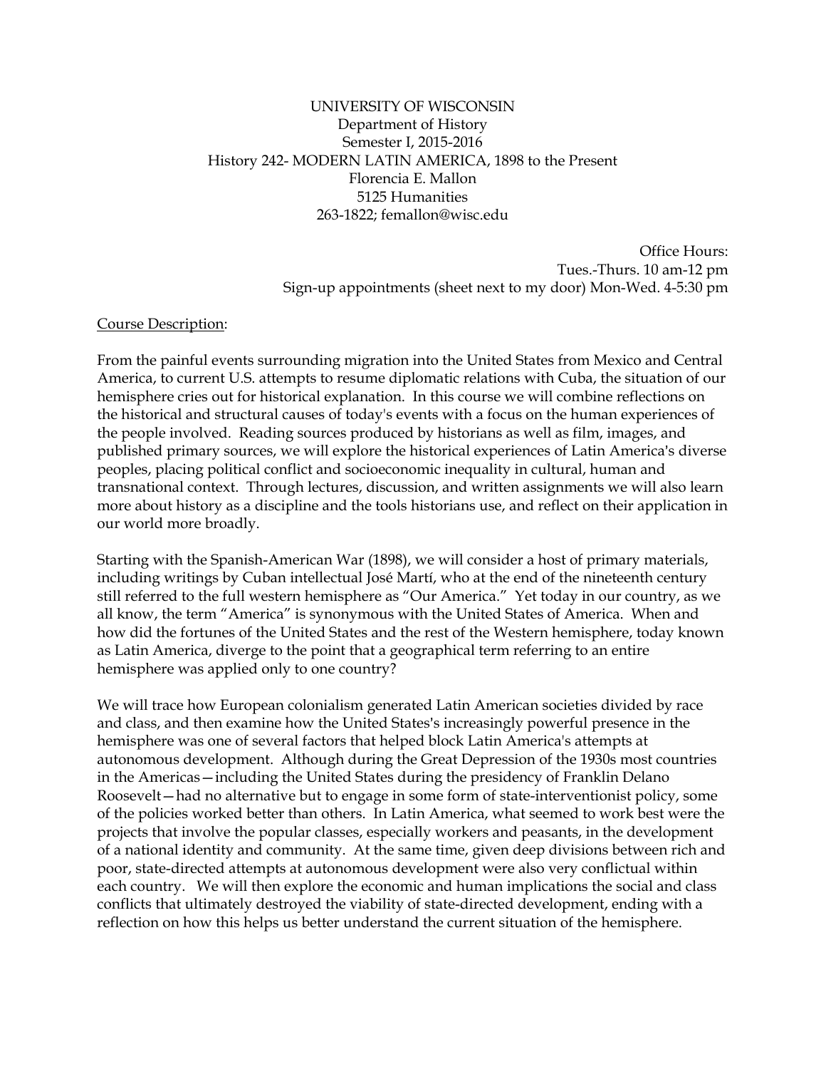UNIVERSITY OF WISCONSIN
Department of History
Semester I, 2015-2016
History 242- MODERN LATIN AMERICA, 1898 to the Present
Florencia E. Mallon
5125 Humanities
263-1822; femallon@wisc.edu

Office Hours:
Tues.-Thurs. 10 am-12 pm
Sign-up appointments (sheet next to my door) Mon-Wed. 4-5:30 pm

Course Description:

From the painful events surrounding migration into the United States from Mexico and Central America, to current U.S. attempts to resume diplomatic relations with Cuba, the situation of our hemisphere cries out for historical explanation. In this course we will combine reflections on the historical and structural causes of today's events with a focus on the human experiences of the people involved. Reading sources produced by historians as well as film, images, and published primary sources, we will explore the historical experiences of Latin America's diverse peoples, placing political conflict and socioeconomic inequality in cultural, human and transnational context. Through lectures, discussion, and written assignments we will also learn more about history as a discipline and the tools historians use, and reflect on their application in our world more broadly.

Starting with the Spanish-American War (1898), we will consider a host of primary materials, including writings by Cuban intellectual José Martí, who at the end of the nineteenth century still referred to the full western hemisphere as "Our America." Yet today in our country, as we all know, the term "America" is synonymous with the United States of America. When and how did the fortunes of the United States and the rest of the Western hemisphere, today known as Latin America, diverge to the point that a geographical term referring to an entire hemisphere was applied only to one country?

We will trace how European colonialism generated Latin American societies divided by race and class, and then examine how the United States's increasingly powerful presence in the hemisphere was one of several factors that helped block Latin America's attempts at autonomous development. Although during the Great Depression of the 1930s most countries in the Americas—including the United States during the presidency of Franklin Delano Roosevelt—had no alternative but to engage in some form of state-interventionist policy, some of the policies worked better than others. In Latin America, what seemed to work best were the projects that involve the popular classes, especially workers and peasants, in the development of a national identity and community. At the same time, given deep divisions between rich and poor, state-directed attempts at autonomous development were also very conflictual within each country. We will then explore the economic and human implications the social and class conflicts that ultimately destroyed the viability of state-directed development, ending with a reflection on how this helps us better understand the current situation of the hemisphere.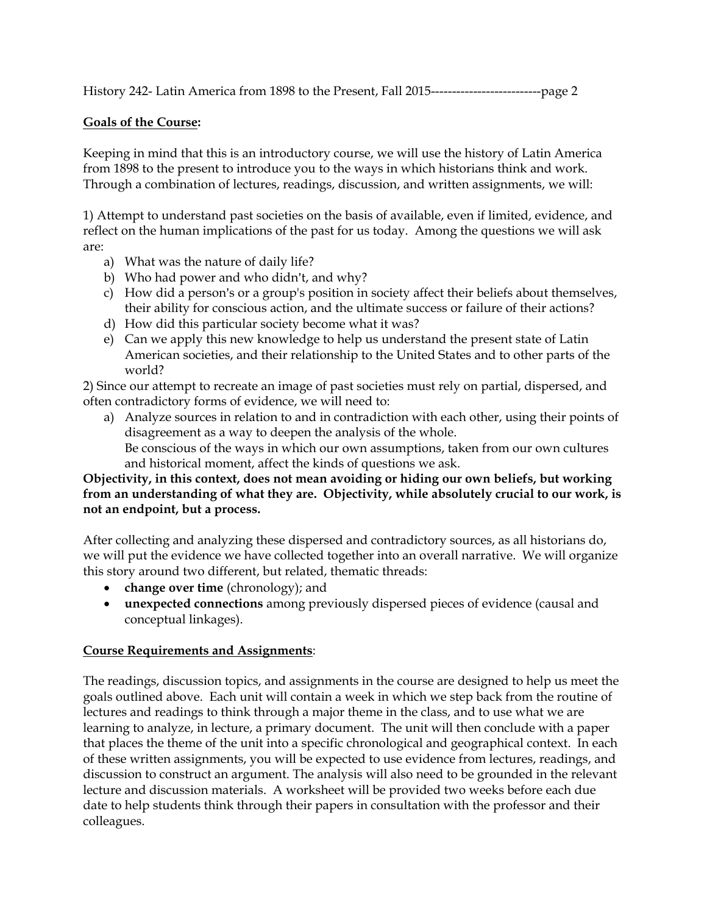## Goals of the Course:

Keeping in mind that this is an introductory course, we will use the history of Latin America from 1898 to the present to introduce you to the ways in which historians think and work. Through a combination of lectures, readings, discussion, and written assignments, we will:

1) Attempt to understand past societies on the basis of available, even if limited, evidence, and reflect on the human implications of the past for us today. Among the questions we will ask are:

a) What was the nature of daily life?
b) Who had power and who didn't, and why?
c) How did a person's or a group's position in society affect their beliefs about themselves, their ability for conscious action, and the ultimate success or failure of their actions?
d) How did this particular society become what it was?
e) Can we apply this new knowledge to help us understand the present state of Latin American societies, and their relationship to the United States and to other parts of the world?

2) Since our attempt to recreate an image of past societies must rely on partial, dispersed, and often contradictory forms of evidence, we will need to:

a) Analyze sources in relation to and in contradiction with each other, using their points of disagreement as a way to deepen the analysis of the whole.
   Be conscious of the ways in which our own assumptions, taken from our own cultures and historical moment, affect the kinds of questions we ask.

**Objectivity, in this context, does not mean avoiding or hiding our own beliefs, but working from an understanding of what they are. Objectivity, while absolutely crucial to our work, is not an endpoint, but a process.**

After collecting and analyzing these dispersed and contradictory sources, as all historians do, we will put the evidence we have collected together into an overall narrative. We will organize this story around two different, but related, thematic threads:

- **change over time** (chronology); and
- **unexpected connections** among previously dispersed pieces of evidence (causal and conceptual linkages).

## Course Requirements and Assignments:

The readings, discussion topics, and assignments in the course are designed to help us meet the goals outlined above. Each unit will contain a week in which we step back from the routine of lectures and readings to think through a major theme in the class, and to use what we are learning to analyze, in lecture, a primary document. The unit will then conclude with a paper that places the theme of the unit into a specific chronological and geographical context. In each of these written assignments, you will be expected to use evidence from lectures, readings, and discussion to construct an argument. The analysis will also need to be grounded in the relevant lecture and discussion materials. A worksheet will be provided two weeks before each due date to help students think through their papers in consultation with the professor and their colleagues.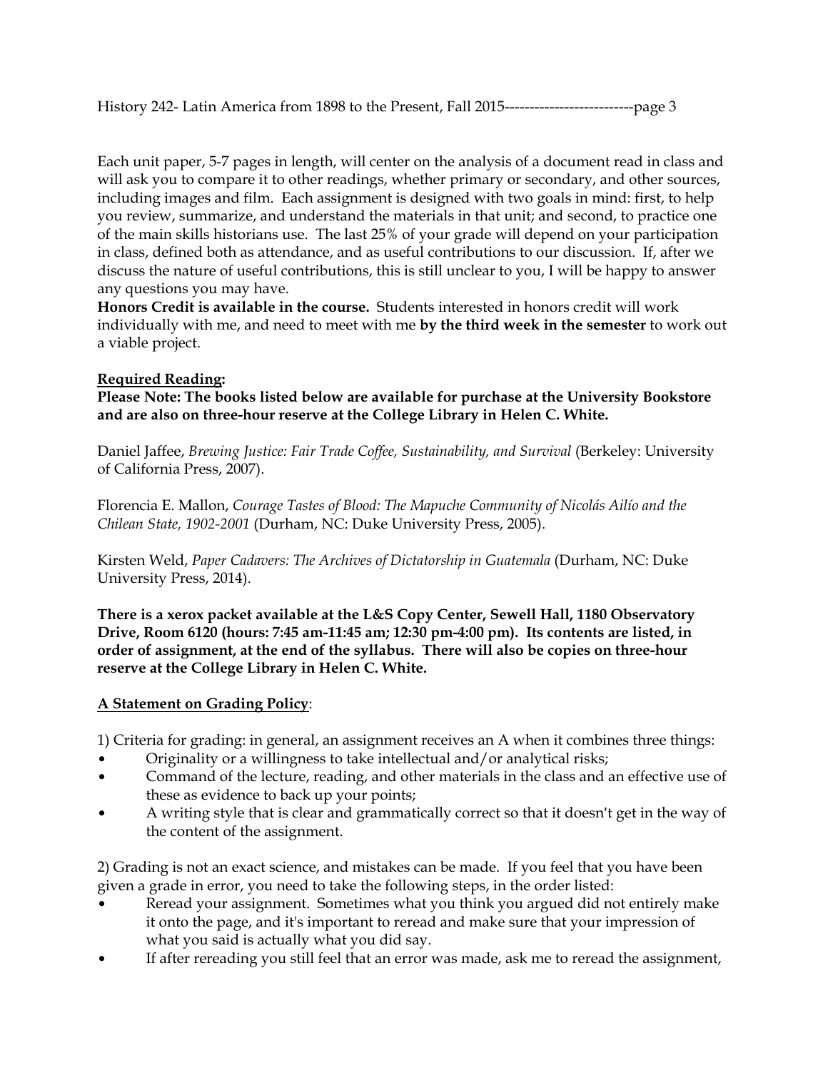Each unit paper, 5-7 pages in length, will center on the analysis of a document read in class and will ask you to compare it to other readings, whether primary or secondary, and other sources, including images and film. Each assignment is designed with two goals in mind: first, to help you review, summarize, and understand the materials in that unit; and second, to practice one of the main skills historians use. The last 25% of your grade will depend on your participation in class, defined both as attendance, and as useful contributions to our discussion. If, after we discuss the nature of useful contributions, this is still unclear to you, I will be happy to answer any questions you may have.
**Honors Credit is available in the course.** Students interested in honors credit will work individually with me, and need to meet with me **by the third week in the semester** to work out a viable project.

**Required Reading:**
**Please Note: The books listed below are available for purchase at the University Bookstore and are also on three-hour reserve at the College Library in Helen C. White.**

Daniel Jaffee, *Brewing Justice: Fair Trade Coffee, Sustainability, and Survival* (Berkeley: University of California Press, 2007).

Florencia E. Mallon, *Courage Tastes of Blood: The Mapuche Community of Nicolás Ailío and the Chilean State, 1902-2001* (Durham, NC: Duke University Press, 2005).

Kirsten Weld, *Paper Cadavers: The Archives of Dictatorship in Guatemala* (Durham, NC: Duke University Press, 2014).

**There is a xerox packet available at the L&S Copy Center, Sewell Hall, 1180 Observatory Drive, Room 6120 (hours: 7:45 am-11:45 am; 12:30 pm-4:00 pm). Its contents are listed, in order of assignment, at the end of the syllabus. There will also be copies on three-hour reserve at the College Library in Helen C. White.**

**A Statement on Grading Policy**:

1) Criteria for grading: in general, an assignment receives an A when it combines three things:
- Originality or a willingness to take intellectual and/or analytical risks;
- Command of the lecture, reading, and other materials in the class and an effective use of these as evidence to back up your points;
- A writing style that is clear and grammatically correct so that it doesn't get in the way of the content of the assignment.

2) Grading is not an exact science, and mistakes can be made. If you feel that you have been given a grade in error, you need to take the following steps, in the order listed:
- Reread your assignment. Sometimes what you think you argued did not entirely make it onto the page, and it's important to reread and make sure that your impression of what you said is actually what you did say.
- If after rereading you still feel that an error was made, ask me to reread the assignment,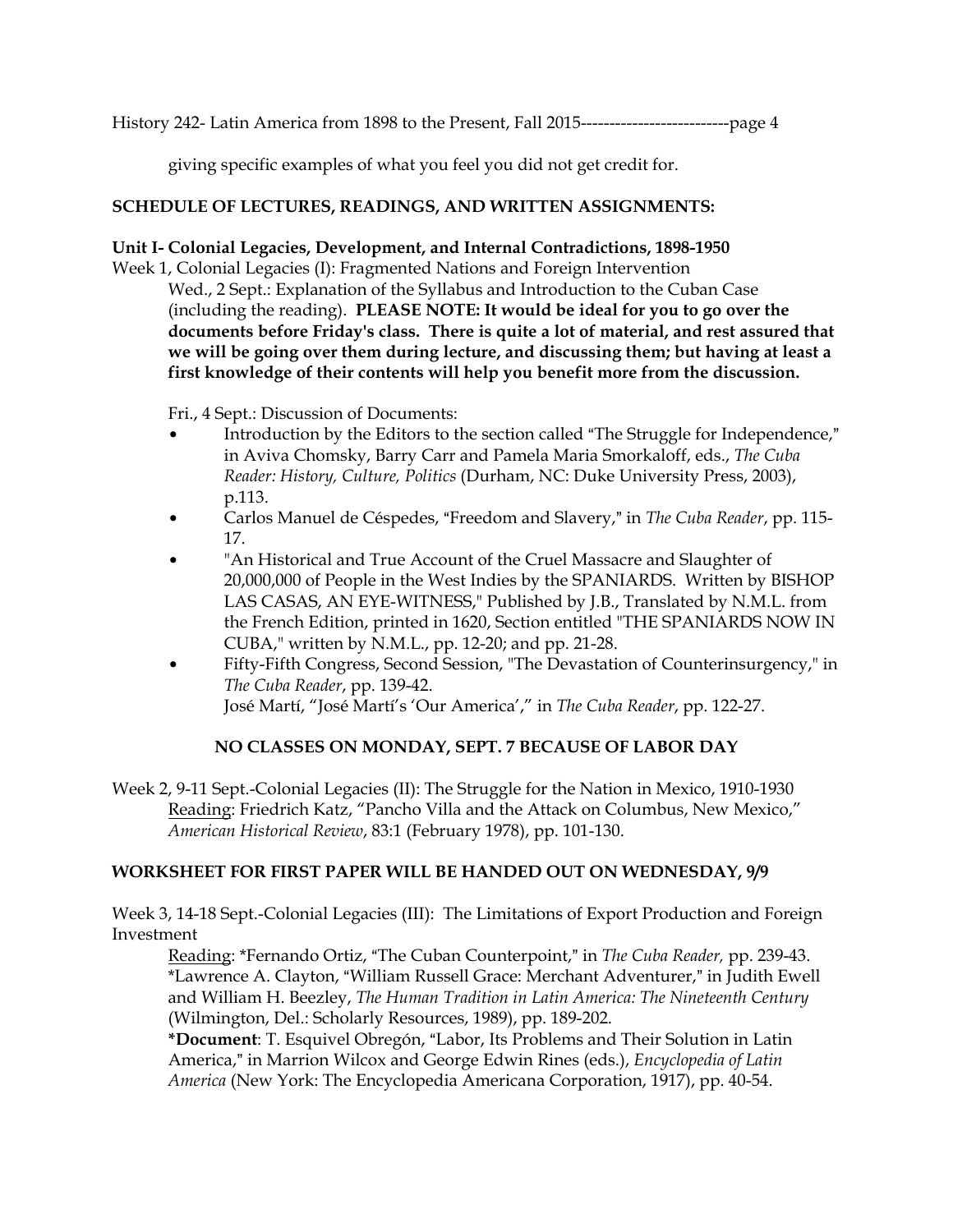giving specific examples of what you feel you did not get credit for.

**SCHEDULE OF LECTURES, READINGS, AND WRITTEN ASSIGNMENTS:**

**Unit I- Colonial Legacies, Development, and Internal Contradictions, 1898-1950**

Week 1, Colonial Legacies (I): Fragmented Nations and Foreign Intervention

Wed., 2 Sept.: Explanation of the Syllabus and Introduction to the Cuban Case (including the reading). **PLEASE NOTE: It would be ideal for you to go over the documents before Friday's class. There is quite a lot of material, and rest assured that we will be going over them during lecture, and discussing them; but having at least a first knowledge of their contents will help you benefit more from the discussion.**

Fri., 4 Sept.: Discussion of Documents:

- Introduction by the Editors to the section called "The Struggle for Independence," in Aviva Chomsky, Barry Carr and Pamela Maria Smorkaloff, eds., *The Cuba Reader: History, Culture, Politics* (Durham, NC: Duke University Press, 2003), p.113.
- Carlos Manuel de Céspedes, "Freedom and Slavery," in *The Cuba Reader*, pp. 115-17.
- "An Historical and True Account of the Cruel Massacre and Slaughter of 20,000,000 of People in the West Indies by the SPANIARDS. Written by BISHOP LAS CASAS, AN EYE-WITNESS," Published by J.B., Translated by N.M.L. from the French Edition, printed in 1620, Section entitled "THE SPANIARDS NOW IN CUBA," written by N.M.L., pp. 12-20; and pp. 21-28.
- Fifty-Fifth Congress, Second Session, "The Devastation of Counterinsurgency," in *The Cuba Reader*, pp. 139-42.
  José Martí, "José Martí's 'Our America'," in *The Cuba Reader*, pp. 122-27.

**NO CLASSES ON MONDAY, SEPT. 7 BECAUSE OF LABOR DAY**

Week 2, 9-11 Sept.-Colonial Legacies (II): The Struggle for the Nation in Mexico, 1910-1930

Reading: Friedrich Katz, "Pancho Villa and the Attack on Columbus, New Mexico," *American Historical Review*, 83:1 (February 1978), pp. 101-130.

**WORKSHEET FOR FIRST PAPER WILL BE HANDED OUT ON WEDNESDAY, 9/9**

Week 3, 14-18 Sept.-Colonial Legacies (III): The Limitations of Export Production and Foreign Investment

Reading: *Fernando Ortiz, "The Cuban Counterpoint," in *The Cuba Reader,* pp. 239-43.
*Lawrence A. Clayton, "William Russell Grace: Merchant Adventurer," in Judith Ewell and William H. Beezley, *The Human Tradition in Latin America: The Nineteenth Century* (Wilmington, Del.: Scholarly Resources, 1989), pp. 189-202.
***Document**: T. Esquivel Obregón, "Labor, Its Problems and Their Solution in Latin America," in Marrion Wilcox and George Edwin Rines (eds.), *Encyclopedia of Latin America* (New York: The Encyclopedia Americana Corporation, 1917), pp. 40-54.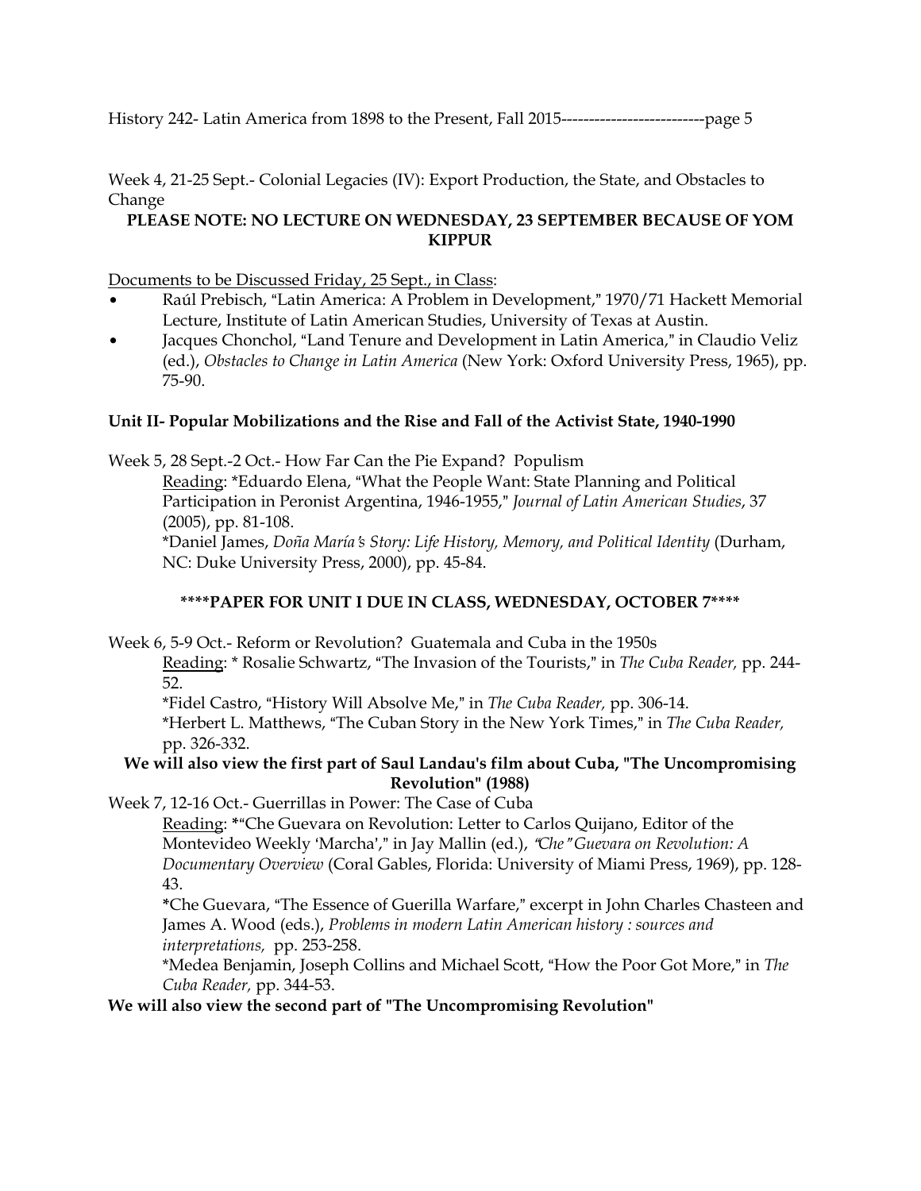Week 4, 21-25 Sept.- Colonial Legacies (IV): Export Production, the State, and Obstacles to Change

**PLEASE NOTE: NO LECTURE ON WEDNESDAY, 23 SEPTEMBER BECAUSE OF YOM KIPPUR**

Documents to be Discussed Friday, 25 Sept., in Class:

- Raúl Prebisch, "Latin America: A Problem in Development," 1970/71 Hackett Memorial Lecture, Institute of Latin American Studies, University of Texas at Austin.
- Jacques Chonchol, "Land Tenure and Development in Latin America," in Claudio Veliz (ed.), *Obstacles to Change in Latin America* (New York: Oxford University Press, 1965), pp. 75-90.

**Unit II- Popular Mobilizations and the Rise and Fall of the Activist State, 1940-1990**

Week 5, 28 Sept.-2 Oct.- How Far Can the Pie Expand? Populism

Reading: *Eduardo Elena, "What the People Want: State Planning and Political Participation in Peronist Argentina, 1946-1955," *Journal of Latin American Studies*, 37 (2005), pp. 81-108.

*Daniel James, *Doña María's Story: Life History, Memory, and Political Identity* (Durham, NC: Duke University Press, 2000), pp. 45-84.

**\*\*\*\*PAPER FOR UNIT I DUE IN CLASS, WEDNESDAY, OCTOBER 7\*\*\*\***

Week 6, 5-9 Oct.- Reform or Revolution? Guatemala and Cuba in the 1950s

Reading: * Rosalie Schwartz, "The Invasion of the Tourists," in *The Cuba Reader,* pp. 244-52.

*Fidel Castro, "History Will Absolve Me," in *The Cuba Reader,* pp. 306-14.

*Herbert L. Matthews, "The Cuban Story in the New York Times," in *The Cuba Reader,* pp. 326-332.

**We will also view the first part of Saul Landau's film about Cuba, "The Uncompromising Revolution" (1988)**

Week 7, 12-16 Oct.- Guerrillas in Power: The Case of Cuba

Reading: *"Che Guevara on Revolution: Letter to Carlos Quijano, Editor of the Montevideo Weekly 'Marcha'," in Jay Mallin (ed.), *"Che" Guevara on Revolution: A Documentary Overview* (Coral Gables, Florida: University of Miami Press, 1969), pp. 128-43.

*Che Guevara, "The Essence of Guerilla Warfare," excerpt in John Charles Chasteen and James A. Wood (eds.), *Problems in modern Latin American history : sources and interpretations,* pp. 253-258.

*Medea Benjamin, Joseph Collins and Michael Scott, "How the Poor Got More," in *The Cuba Reader,* pp. 344-53.

**We will also view the second part of "The Uncompromising Revolution"**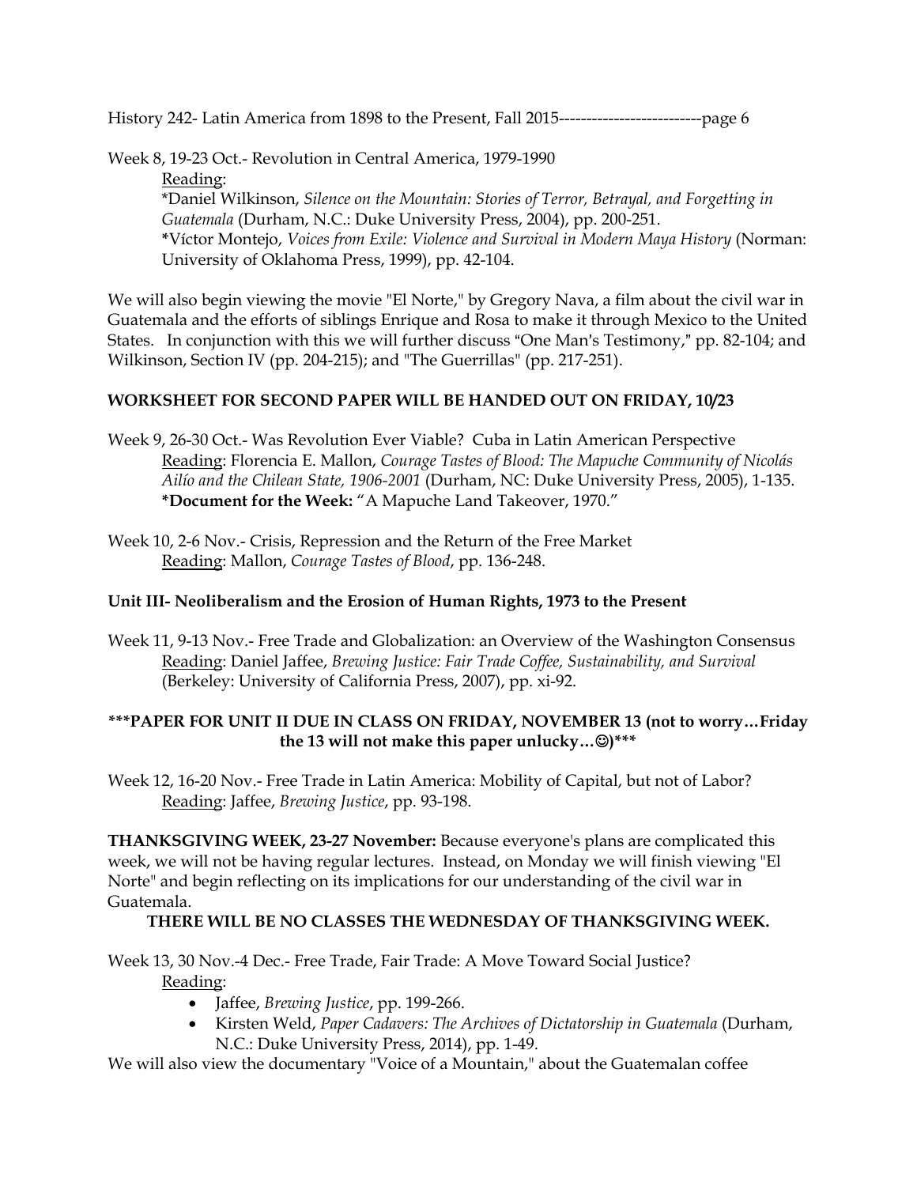Week 8, 19-23 Oct.- Revolution in Central America, 1979-1990

<u>Reading</u>:

*Daniel Wilkinson, *Silence on the Mountain: Stories of Terror, Betrayal, and Forgetting in Guatemala* (Durham, N.C.: Duke University Press, 2004), pp. 200-251.

*Víctor Montejo, *Voices from Exile: Violence and Survival in Modern Maya History* (Norman: University of Oklahoma Press, 1999), pp. 42-104.

We will also begin viewing the movie "El Norte," by Gregory Nava, a film about the civil war in Guatemala and the efforts of siblings Enrique and Rosa to make it through Mexico to the United States. In conjunction with this we will further discuss "One Man's Testimony," pp. 82-104; and Wilkinson, Section IV (pp. 204-215); and "The Guerrillas" (pp. 217-251).

**WORKSHEET FOR SECOND PAPER WILL BE HANDED OUT ON FRIDAY, 10/23**

Week 9, 26-30 Oct.- Was Revolution Ever Viable? Cuba in Latin American Perspective

<u>Reading</u>: Florencia E. Mallon, *Courage Tastes of Blood: The Mapuche Community of Nicolás Ailío and the Chilean State, 1906-2001* (Durham, NC: Duke University Press, 2005), 1-135.

***Document for the Week:** "A Mapuche Land Takeover, 1970."

Week 10, 2-6 Nov.- Crisis, Repression and the Return of the Free Market

<u>Reading</u>: Mallon, *Courage Tastes of Blood*, pp. 136-248.

**Unit III- Neoliberalism and the Erosion of Human Rights, 1973 to the Present**

Week 11, 9-13 Nov.- Free Trade and Globalization: an Overview of the Washington Consensus

<u>Reading</u>: Daniel Jaffee, *Brewing Justice: Fair Trade Coffee, Sustainability, and Survival* (Berkeley: University of California Press, 2007), pp. xi-92.

**\*\*\*PAPER FOR UNIT II DUE IN CLASS ON FRIDAY, NOVEMBER 13 (not to worry…Friday the 13 will not make this paper unlucky…☺)\*\*\***

Week 12, 16-20 Nov.- Free Trade in Latin America: Mobility of Capital, but not of Labor?

<u>Reading</u>: Jaffee, *Brewing Justice*, pp. 93-198.

**THANKSGIVING WEEK, 23-27 November:** Because everyone's plans are complicated this week, we will not be having regular lectures. Instead, on Monday we will finish viewing "El Norte" and begin reflecting on its implications for our understanding of the civil war in Guatemala.

**THERE WILL BE NO CLASSES THE WEDNESDAY OF THANKSGIVING WEEK.**

Week 13, 30 Nov.-4 Dec.- Free Trade, Fair Trade: A Move Toward Social Justice?

<u>Reading</u>:

- Jaffee, *Brewing Justice*, pp. 199-266.
- Kirsten Weld, *Paper Cadavers: The Archives of Dictatorship in Guatemala* (Durham, N.C.: Duke University Press, 2014), pp. 1-49.

We will also view the documentary "Voice of a Mountain," about the Guatemalan coffee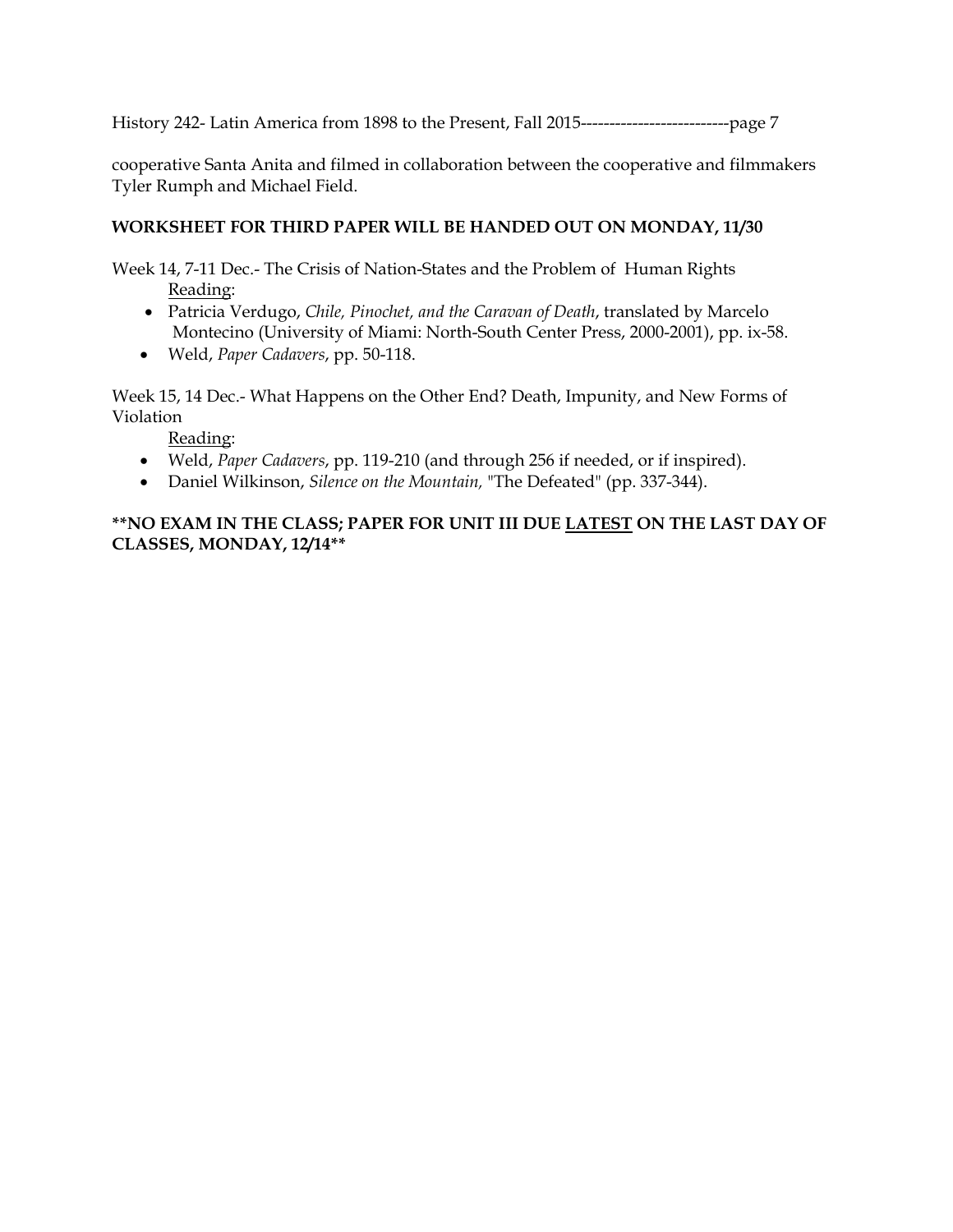cooperative Santa Anita and filmed in collaboration between the cooperative and filmmakers Tyler Rumph and Michael Field.

**WORKSHEET FOR THIRD PAPER WILL BE HANDED OUT ON MONDAY, 11/30**

Week 14, 7-11 Dec.- The Crisis of Nation-States and the Problem of Human Rights

Reading:

- Patricia Verdugo, *Chile, Pinochet, and the Caravan of Death*, translated by Marcelo Montecino (University of Miami: North-South Center Press, 2000-2001), pp. ix-58.
- Weld, *Paper Cadavers*, pp. 50-118.

Week 15, 14 Dec.- What Happens on the Other End? Death, Impunity, and New Forms of Violation

Reading:

- Weld, *Paper Cadavers*, pp. 119-210 (and through 256 if needed, or if inspired).
- Daniel Wilkinson, *Silence on the Mountain,* "The Defeated" (pp. 337-344).

**\*\*NO EXAM IN THE CLASS; PAPER FOR UNIT III DUE <u>LATEST</u> ON THE LAST DAY OF CLASSES, MONDAY, 12/14\*\***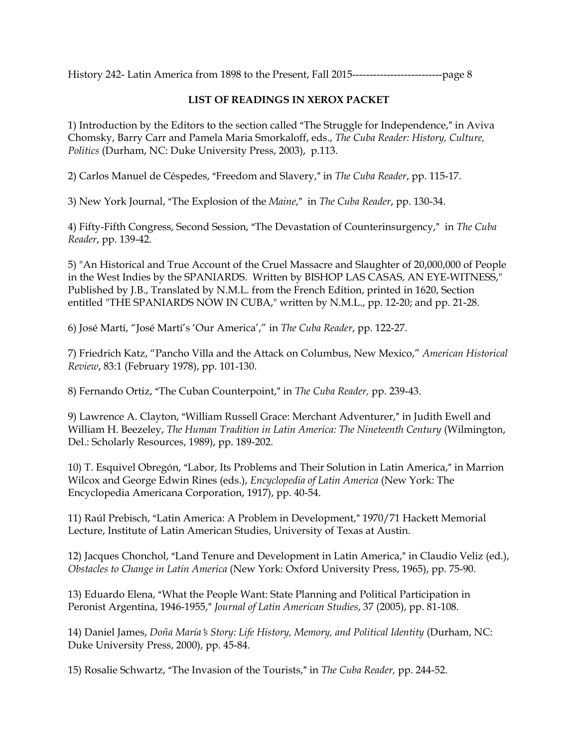## LIST OF READINGS IN XEROX PACKET

1) Introduction by the Editors to the section called "The Struggle for Independence," in Aviva Chomsky, Barry Carr and Pamela Maria Smorkaloff, eds., *The Cuba Reader: History, Culture, Politics* (Durham, NC: Duke University Press, 2003), p.113.

2) Carlos Manuel de Céspedes, "Freedom and Slavery," in *The Cuba Reader*, pp. 115-17.

3) New York Journal, "The Explosion of the *Maine*," in *The Cuba Reader*, pp. 130-34.

4) Fifty-Fifth Congress, Second Session, "The Devastation of Counterinsurgency," in *The Cuba Reader*, pp. 139-42.

5) "An Historical and True Account of the Cruel Massacre and Slaughter of 20,000,000 of People in the West Indies by the SPANIARDS. Written by BISHOP LAS CASAS, AN EYE-WITNESS," Published by J.B., Translated by N.M.L. from the French Edition, printed in 1620, Section entitled "THE SPANIARDS NOW IN CUBA," written by N.M.L., pp. 12-20; and pp. 21-28.

6) José Martí, "José Martí's 'Our America'," in *The Cuba Reader*, pp. 122-27.

7) Friedrich Katz, "Pancho Villa and the Attack on Columbus, New Mexico," *American Historical Review*, 83:1 (February 1978), pp. 101-130.

8) Fernando Ortiz, "The Cuban Counterpoint," in *The Cuba Reader,* pp. 239-43.

9) Lawrence A. Clayton, "William Russell Grace: Merchant Adventurer," in Judith Ewell and William H. Beezeley, *The Human Tradition in Latin America: The Nineteenth Century* (Wilmington, Del.: Scholarly Resources, 1989), pp. 189-202.

10) T. Esquivel Obregón, "Labor, Its Problems and Their Solution in Latin America," in Marrion Wilcox and George Edwin Rines (eds.), *Encyclopedia of Latin America* (New York: The Encyclopedia Americana Corporation, 1917), pp. 40-54.

11) Raúl Prebisch, "Latin America: A Problem in Development," 1970/71 Hackett Memorial Lecture, Institute of Latin American Studies, University of Texas at Austin.

12) Jacques Chonchol, "Land Tenure and Development in Latin America," in Claudio Veliz (ed.), *Obstacles to Change in Latin America* (New York: Oxford University Press, 1965), pp. 75-90.

13) Eduardo Elena, "What the People Want: State Planning and Political Participation in Peronist Argentina, 1946-1955," *Journal of Latin American Studies*, 37 (2005), pp. 81-108.

14) Daniel James, *Doña María's Story: Life History, Memory, and Political Identity* (Durham, NC: Duke University Press, 2000), pp. 45-84.

15) Rosalie Schwartz, "The Invasion of the Tourists," in *The Cuba Reader,* pp. 244-52.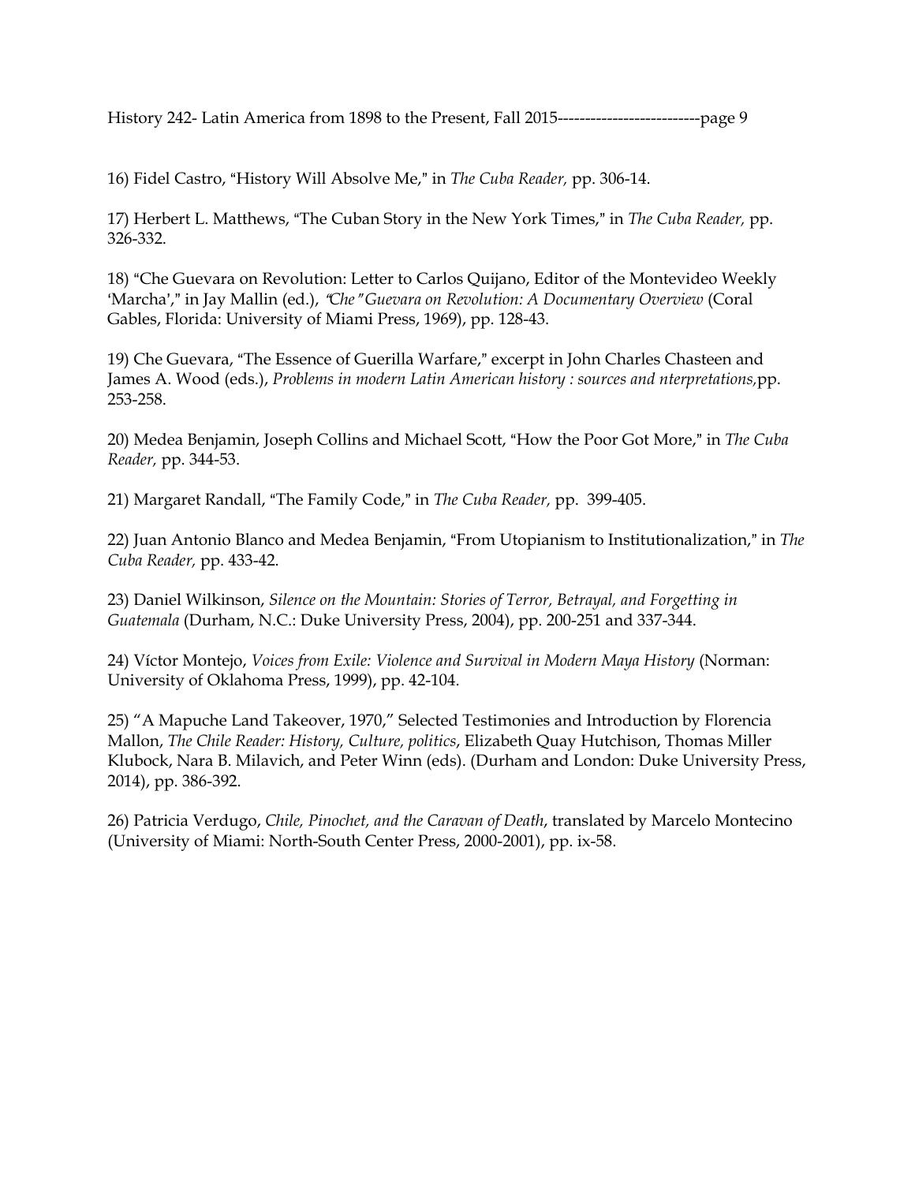16) Fidel Castro, "History Will Absolve Me," in *The Cuba Reader,* pp. 306-14.

17) Herbert L. Matthews, "The Cuban Story in the New York Times," in *The Cuba Reader,* pp. 326-332.

18) "Che Guevara on Revolution: Letter to Carlos Quijano, Editor of the Montevideo Weekly 'Marcha'," in Jay Mallin (ed.), *"Che" Guevara on Revolution: A Documentary Overview* (Coral Gables, Florida: University of Miami Press, 1969), pp. 128-43.

19) Che Guevara, "The Essence of Guerilla Warfare," excerpt in John Charles Chasteen and James A. Wood (eds.), *Problems in modern Latin American history : sources and nterpretations,*pp. 253-258.

20) Medea Benjamin, Joseph Collins and Michael Scott, "How the Poor Got More," in *The Cuba Reader,* pp. 344-53.

21) Margaret Randall, "The Family Code," in *The Cuba Reader,* pp. 399-405.

22) Juan Antonio Blanco and Medea Benjamin, "From Utopianism to Institutionalization," in *The Cuba Reader,* pp. 433-42.

23) Daniel Wilkinson, *Silence on the Mountain: Stories of Terror, Betrayal, and Forgetting in Guatemala* (Durham, N.C.: Duke University Press, 2004), pp. 200-251 and 337-344.

24) Víctor Montejo, *Voices from Exile: Violence and Survival in Modern Maya History* (Norman: University of Oklahoma Press, 1999), pp. 42-104.

25) "A Mapuche Land Takeover, 1970," Selected Testimonies and Introduction by Florencia Mallon, *The Chile Reader: History, Culture, politics*, Elizabeth Quay Hutchison, Thomas Miller Klubock, Nara B. Milavich, and Peter Winn (eds). (Durham and London: Duke University Press, 2014), pp. 386-392.

26) Patricia Verdugo, *Chile, Pinochet, and the Caravan of Death*, translated by Marcelo Montecino (University of Miami: North-South Center Press, 2000-2001), pp. ix-58.